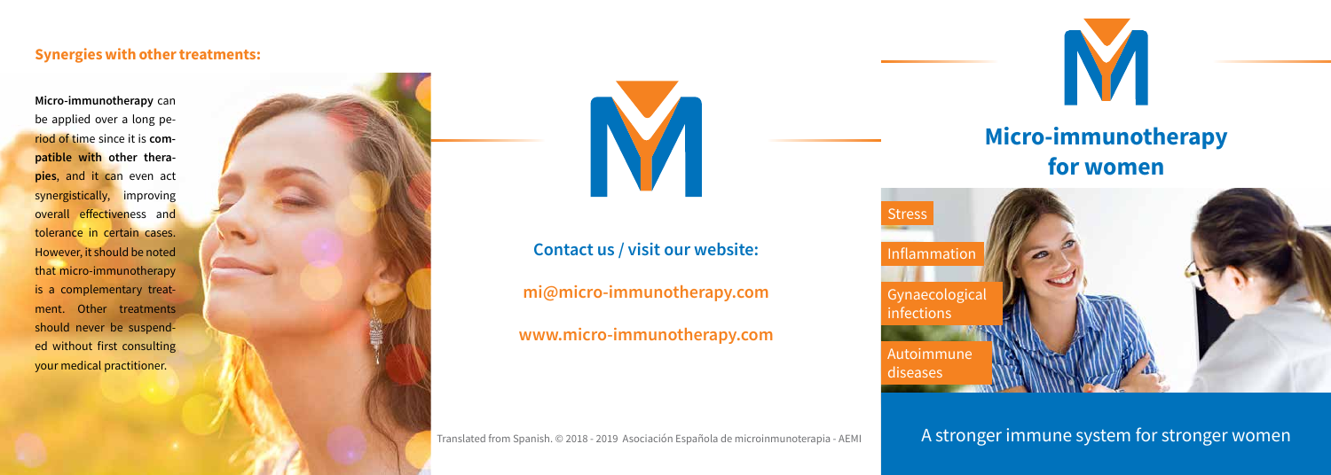### Synergies with other treatments:

**Micro-immunotherapy** can be applied over a long period of time since it is **compatible with other therapies**, and it can even act synergistically, improving overall effectiveness and tolerance in certain cases. However, it should be noted that micro-immunotherapy is a complementary treatment. Other treatments should never be suspended without first consulting your medical practitioner.

**Contact us / visit our website:**

**mi@micro-immunotherapy.com**

**www.micro-immunotherapy.com**

Translated from Spanish. © 2018 - 2019 Asociación Española de microinmunoterapia - AEMI

# Micro-immunotherapy for women

- Stress
- Inflammation
- Gynaecological infections
- Autoimmune diseases

A stronger immune system for stronger women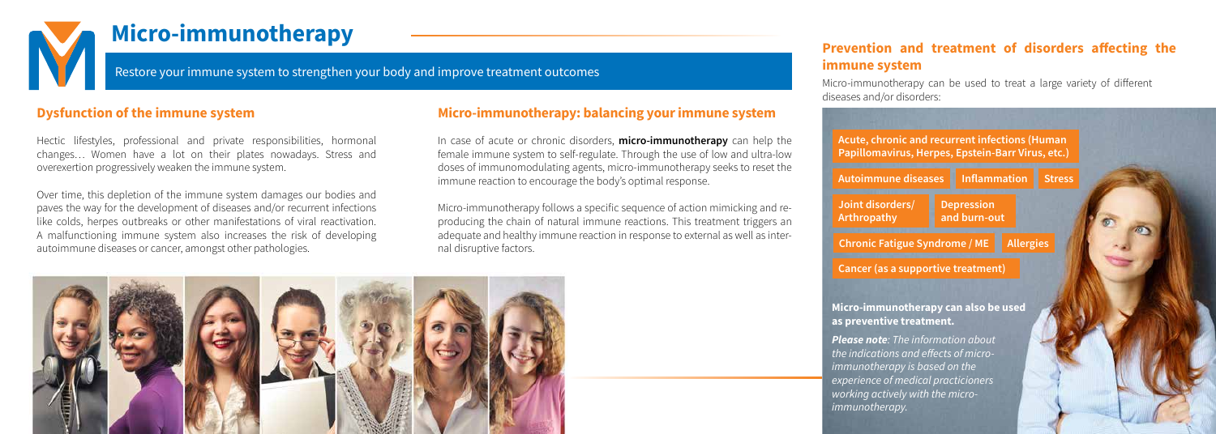# Micro-immunotherapy

Restore your immune system to strengthen your body and improve treatment outcomes

## Dysfunction of the immune system

Hectic lifestyles, professional and private responsibilities, hormonal changes… Women have a lot on their plates nowadays. Stress and overexertion progressively weaken the immune system.

Over time, this depletion of the immune system damages our bodies and paves the way for the development of diseases and/or recurrent infections like colds, herpes outbreaks or other manifestations of viral reactivation. A malfunctioning immune system also increases the risk of developing autoimmune diseases or cancer, amongst other pathologies.

## Micro-immunotherapy: balancing your immune system

In case of acute or chronic disorders, **micro-immunotherapy** can help the female immune system to self-regulate. Through the use of low and ultra-low doses of immunomodulating agents, micro-immunotherapy seeks to reset the immune reaction to encourage the body's optimal response.

Micro-immunotherapy follows a specific sequence of action mimicking and reproducing the chain of natural immune reactions. This treatment triggers an adequate and healthy immune reaction in response to external as well as internal disruptive factors.

## Prevention and treatment of disorders affecting the immune system

Micro-immunotherapy can be used to treat a large variety of different diseases and/or disorders:

- **Acute, chronic and recurrent infections (Human Papillomavirus, Herpes, Epstein-Barr Virus, etc.)**
- **Autoimmune diseases**
- **Inflammation**
- **Stress**
- **Joint disorders/ Arthropathy**
- **Depression and burn-out**
- **Chronic Fatigue Syndrome / ME**
- **Allergies**
- **Cancer (as a supportive treatment)**

**Micro-immunotherapy can also be used as preventive treatment.**

***Please note****: The information about the indications and effects of micro-immunotherapy is based on the experience of medical practicioners working actively with the micro-immunotherapy.*